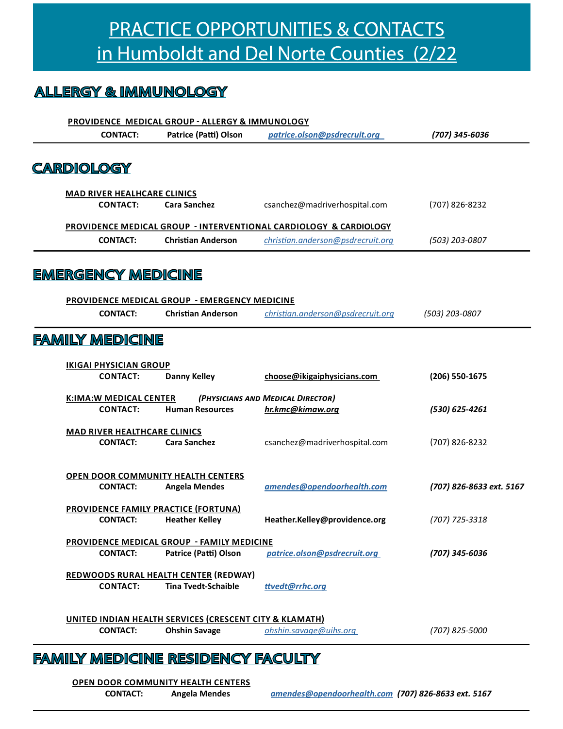# PRACTICE OPPORTUNITIES & CONTACTS in Humboldt and Del Norte Counties (2/22

## ALLERGY & IMMUNOLOGY

**PROVIDENCE MEDICAL GROUP - ALLERGY & IMMUNOLOGY**

**CONTACT:** **Patrice (Patti) Olson** *patrice.olson@psdrecruit.org* ***(707) 345-6036***

## CARDIOLOGY

**MAD RIVER HEALHCARE CLINICS**

**CONTACT:** **Cara Sanchez** csanchez@madriverhospital.com (707) 826-8232

**PROVIDENCE MEDICAL GROUP - INTERVENTIONAL CARDIOLOGY & CARDIOLOGY**

**CONTACT:** **Christian Anderson** *christian.anderson@psdrecruit.org* *(503) 203-0807*

## EMERGENCY MEDICINE

**PROVIDENCE MEDICAL GROUP - EMERGENCY MEDICINE**

**CONTACT:** **Christian Anderson** *christian.anderson@psdrecruit.org* *(503) 203-0807*

## FAMILY MEDICINE

**IKIGAI PHYSICIAN GROUP**

**CONTACT:** **Danny Kelley** **choose@ikigaiphysicians.com** **(206) 550-1675**

**K:IMA:W MEDICAL CENTER** ***(Physicians and Medical Director)***

**CONTACT:** **Human Resources** ***hr.kmc@kimaw.org*** ***(530) 625-4261***

**MAD RIVER HEALTHCARE CLINICS**

**CONTACT:** **Cara Sanchez** csanchez@madriverhospital.com (707) 826-8232

**OPEN DOOR COMMUNITY HEALTH CENTERS**

**CONTACT:** **Angela Mendes** ***amendes@opendoorhealth.com*** ***(707) 826-8633 ext. 5167***

**PROVIDENCE FAMILY PRACTICE (FORTUNA)**

**CONTACT:** **Heather Kelley** **Heather.Kelley@providence.org** *(707) 725-3318*

**PROVIDENCE MEDICAL GROUP - FAMILY MEDICINE**

**CONTACT:** **Patrice (Patti) Olson** ***patrice.olson@psdrecruit.org*** ***(707) 345-6036***

**REDWOODS RURAL HEALTH CENTER (REDWAY)**

**CONTACT:** **Tina Tvedt-Schaible** ***ttvedt@rrhc.org***

**UNITED INDIAN HEALTH SERVICES (CRESCENT CITY & KLAMATH)**

**CONTACT:** **Ohshin Savage** *ohshin.savage@uihs.org* *(707) 825-5000*

## FAMILY MEDICINE RESIDENCY FACULTY

**OPEN DOOR COMMUNITY HEALTH CENTERS**

**CONTACT:** **Angela Mendes** ***amendes@opendoorhealth.com*** ***(707) 826-8633 ext. 5167***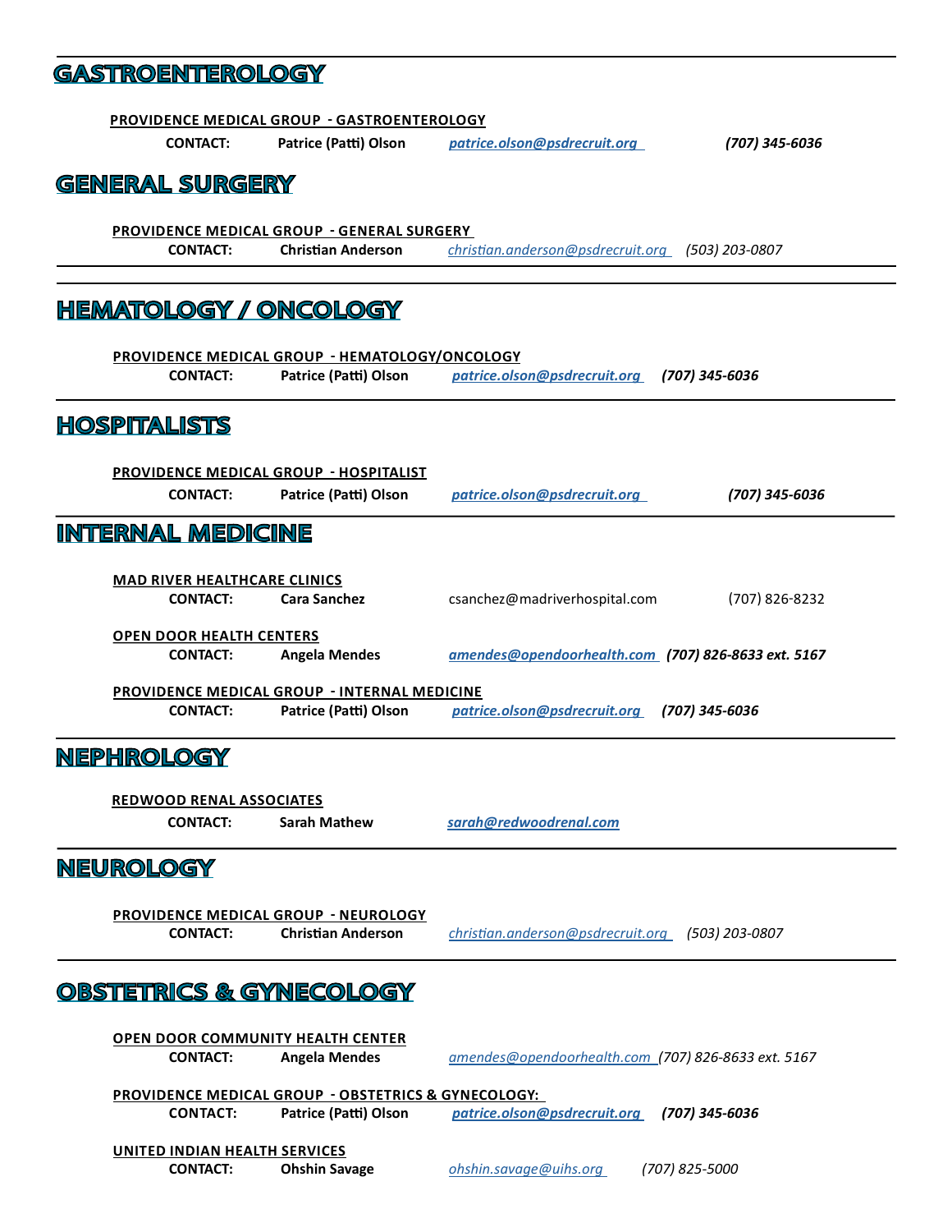## GASTROENTEROLOGY

**PROVIDENCE MEDICAL GROUP - GASTROENTEROLOGY**

**CONTACT:** **Patrice (Patti) Olson** ***patrice.olson@psdrecruit.org*** ***(707) 345-6036***

## GENERAL SURGERY

**PROVIDENCE MEDICAL GROUP - GENERAL SURGERY**

**CONTACT:** **Christian Anderson** *christian.anderson@psdrecruit.org* *(503) 203-0807*

## HEMATOLOGY / ONCOLOGY

**PROVIDENCE MEDICAL GROUP - HEMATOLOGY/ONCOLOGY**

**CONTACT:** **Patrice (Patti) Olson** ***patrice.olson@psdrecruit.org*** ***(707) 345-6036***

## HOSPITALISTS

**PROVIDENCE MEDICAL GROUP - HOSPITALIST**

**CONTACT:** **Patrice (Patti) Olson** ***patrice.olson@psdrecruit.org*** ***(707) 345-6036***

## INTERNAL MEDICINE

**MAD RIVER HEALTHCARE CLINICS**

**CONTACT:** **Cara Sanchez** csanchez@madriverhospital.com (707) 826-8232

**OPEN DOOR HEALTH CENTERS**

**CONTACT:** **Angela Mendes** ***amendes@opendoorhealth.com*** ***(707) 826-8633 ext. 5167***

**PROVIDENCE MEDICAL GROUP - INTERNAL MEDICINE**

**CONTACT:** **Patrice (Patti) Olson** ***patrice.olson@psdrecruit.org*** ***(707) 345-6036***

## NEPHROLOGY

**REDWOOD RENAL ASSOCIATES**

**CONTACT:** **Sarah Mathew** ***sarah@redwoodrenal.com***

## NEUROLOGY

**PROVIDENCE MEDICAL GROUP - NEUROLOGY**

**CONTACT:** **Christian Anderson** *christian.anderson@psdrecruit.org* *(503) 203-0807*

## OBSTETRICS & GYNECOLOGY

**OPEN DOOR COMMUNITY HEALTH CENTER**

**CONTACT:** **Angela Mendes** *amendes@opendoorhealth.com* *(707) 826-8633 ext. 5167*

**PROVIDENCE MEDICAL GROUP - OBSTETRICS & GYNECOLOGY:**

**CONTACT:** **Patrice (Patti) Olson** ***patrice.olson@psdrecruit.org*** ***(707) 345-6036***

**UNITED INDIAN HEALTH SERVICES**

**CONTACT:** **Ohshin Savage** *ohshin.savage@uihs.org* *(707) 825-5000*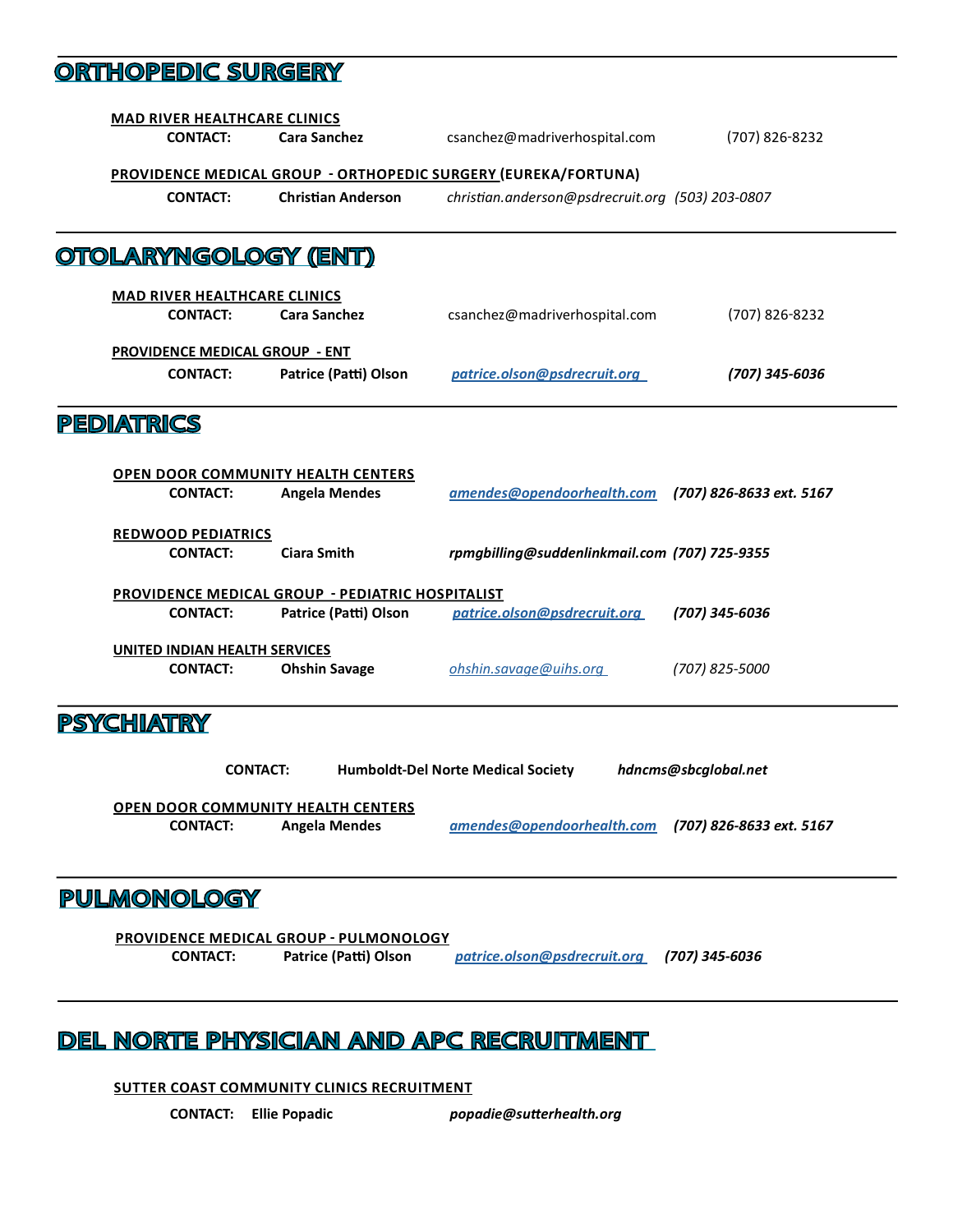## ORTHOPEDIC SURGERY

**MAD RIVER HEALTHCARE CLINICS**

**CONTACT:** **Cara Sanchez** csanchez@madriverhospital.com (707) 826-8232

**PROVIDENCE MEDICAL GROUP - ORTHOPEDIC SURGERY (EUREKA/FORTUNA)**

**CONTACT:** **Christian Anderson** *christian.anderson@psdrecruit.org* *(503) 203-0807*

## OTOLARYNGOLOGY (ENT)

**MAD RIVER HEALTHCARE CLINICS**

**CONTACT:** **Cara Sanchez** csanchez@madriverhospital.com (707) 826-8232

**PROVIDENCE MEDICAL GROUP - ENT**

**CONTACT:** **Patrice (Patti) Olson** ***patrice.olson@psdrecruit.org*** ***(707) 345-6036***

## PEDIATRICS

**OPEN DOOR COMMUNITY HEALTH CENTERS**

**CONTACT:** **Angela Mendes** ***amendes@opendoorhealth.com*** ***(707) 826-8633 ext. 5167***

**REDWOOD PEDIATRICS**

**CONTACT:** **Ciara Smith** ***rpmgbilling@suddenlinkmail.com*** ***(707) 725-9355***

**PROVIDENCE MEDICAL GROUP - PEDIATRIC HOSPITALIST**

**CONTACT:** **Patrice (Patti) Olson** ***patrice.olson@psdrecruit.org*** ***(707) 345-6036***

**UNITED INDIAN HEALTH SERVICES**

**CONTACT:** **Ohshin Savage** *ohshin.savage@uihs.org* *(707) 825-5000*

## PSYCHIATRY

**CONTACT:** **Humboldt-Del Norte Medical Society** ***hdncms@sbcglobal.net***

**OPEN DOOR COMMUNITY HEALTH CENTERS**

**CONTACT:** **Angela Mendes** ***amendes@opendoorhealth.com*** ***(707) 826-8633 ext. 5167***

## PULMONOLOGY

**PROVIDENCE MEDICAL GROUP - PULMONOLOGY**

**CONTACT:** **Patrice (Patti) Olson** ***patrice.olson@psdrecruit.org*** ***(707) 345-6036***

## DEL NORTE PHYSICIAN AND APC RECRUITMENT

**SUTTER COAST COMMUNITY CLINICS RECRUITMENT**

**CONTACT:** **Ellie Popadic** ***popadie@sutterhealth.org***